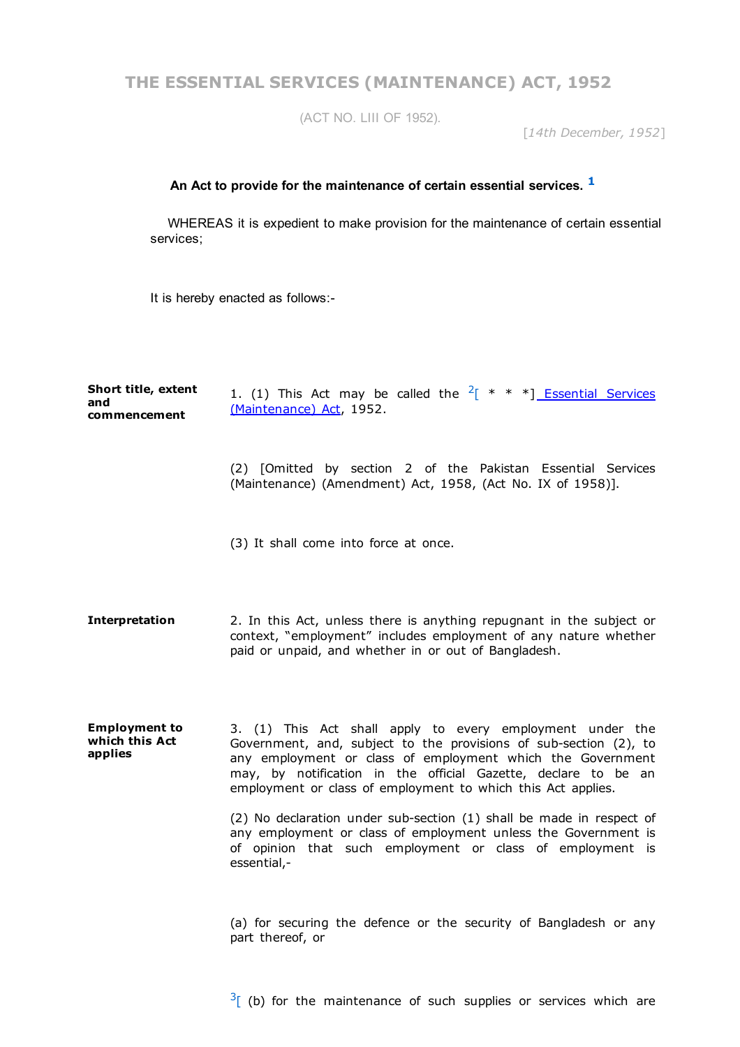# THE ESSENTIAL SERVICES (MAINTENANCE) ACT, 1952

(ACT NO. LIII OF 1952).

[*14th December, 1952*]

**An Act to provide for the maintenance of certain essential services.** [1]

WHEREAS it is expedient to make provision for the maintenance of certain essential services;

It is hereby enacted as follows:-

**Short title, extent and commencement**

1. (1) This Act may be called the [2][ * * *] Essential Services (Maintenance) Act, 1952.

(2) [Omitted by section 2 of the Pakistan Essential Services (Maintenance) (Amendment) Act, 1958, (Act No. IX of 1958)].

(3) It shall come into force at once.

**Interpretation**

2. In this Act, unless there is anything repugnant in the subject or context, "employment" includes employment of any nature whether paid or unpaid, and whether in or out of Bangladesh.

**Employment to which this Act applies**

3. (1) This Act shall apply to every employment under the Government, and, subject to the provisions of sub-section (2), to any employment or class of employment which the Government may, by notification in the official Gazette, declare to be an employment or class of employment to which this Act applies.

(2) No declaration under sub-section (1) shall be made in respect of any employment or class of employment unless the Government is of opinion that such employment or class of employment is essential,-

(a) for securing the defence or the security of Bangladesh or any part thereof, or

[3][ (b) for the maintenance of such supplies or services which are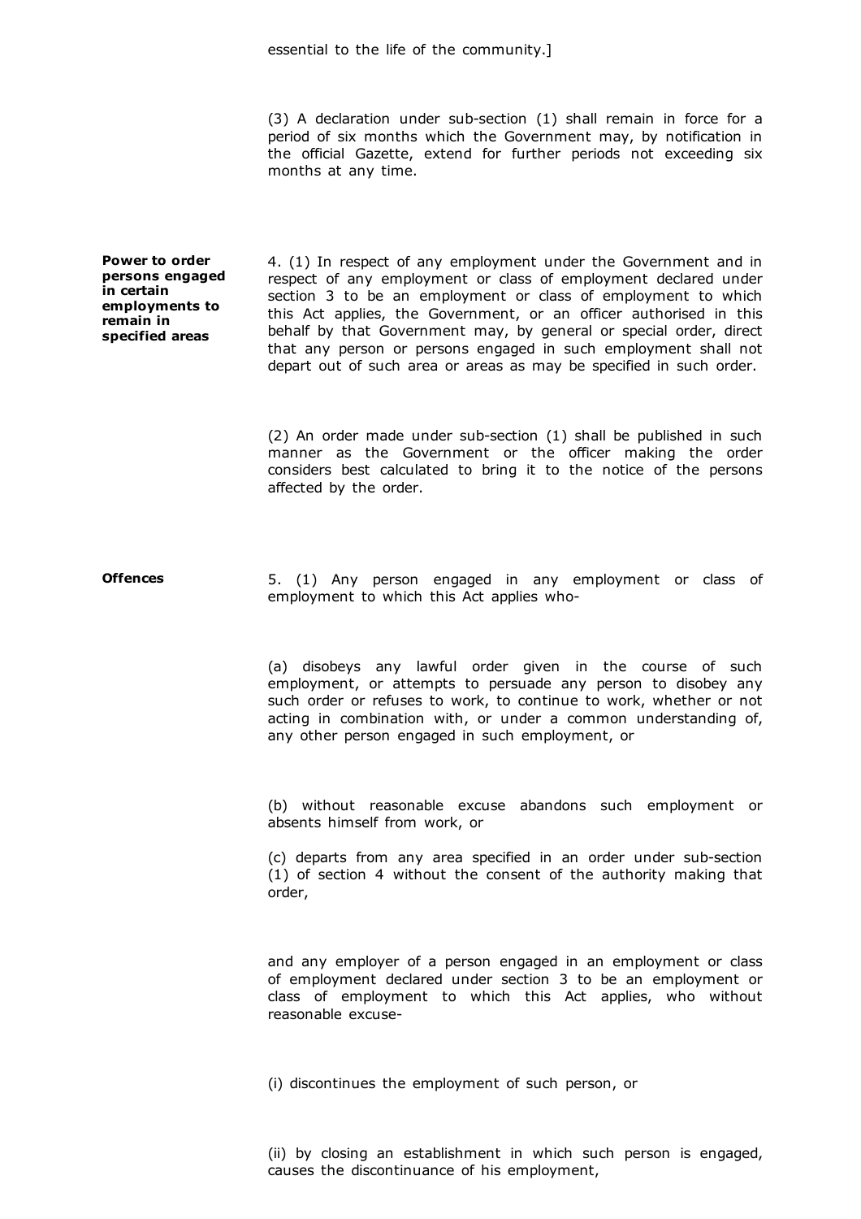essential to the life of the community.]

(3) A declaration under sub-section (1) shall remain in force for a period of six months which the Government may, by notification in the official Gazette, extend for further periods not exceeding six months at any time.

**Power to order persons engaged in certain employments to remain in specified areas**

4. (1) In respect of any employment under the Government and in respect of any employment or class of employment declared under section 3 to be an employment or class of employment to which this Act applies, the Government, or an officer authorised in this behalf by that Government may, by general or special order, direct that any person or persons engaged in such employment shall not depart out of such area or areas as may be specified in such order.

(2) An order made under sub-section (1) shall be published in such manner as the Government or the officer making the order considers best calculated to bring it to the notice of the persons affected by the order.

**Offences**

5. (1) Any person engaged in any employment or class of employment to which this Act applies who-

(a) disobeys any lawful order given in the course of such employment, or attempts to persuade any person to disobey any such order or refuses to work, to continue to work, whether or not acting in combination with, or under a common understanding of, any other person engaged in such employment, or

(b) without reasonable excuse abandons such employment or absents himself from work, or

(c) departs from any area specified in an order under sub-section (1) of section 4 without the consent of the authority making that order,

and any employer of a person engaged in an employment or class of employment declared under section 3 to be an employment or class of employment to which this Act applies, who without reasonable excuse-

(i) discontinues the employment of such person, or

(ii) by closing an establishment in which such person is engaged, causes the discontinuance of his employment,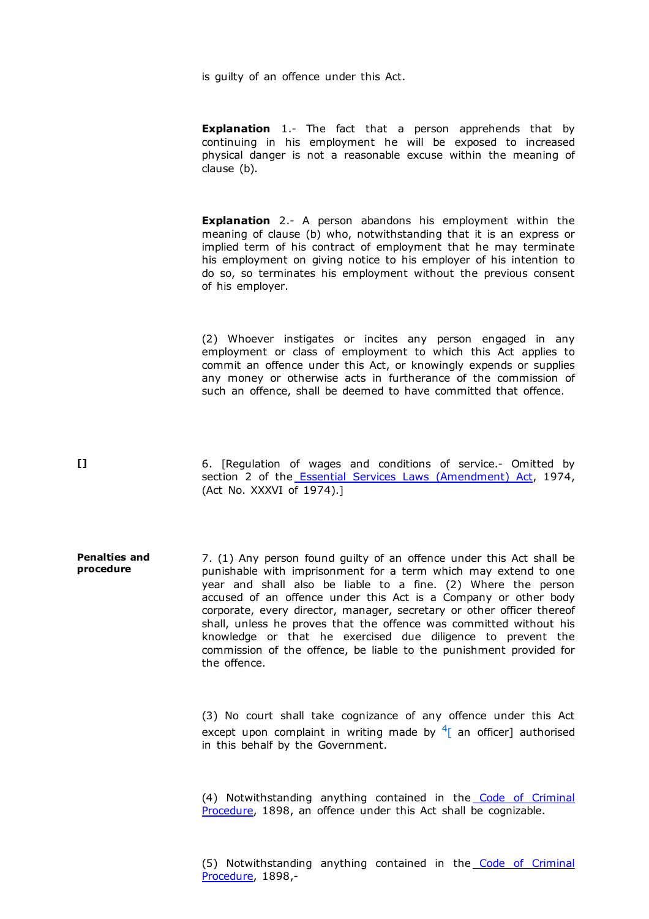is guilty of an offence under this Act.

**Explanation** 1.- The fact that a person apprehends that by continuing in his employment he will be exposed to increased physical danger is not a reasonable excuse within the meaning of clause (b).

**Explanation** 2.- A person abandons his employment within the meaning of clause (b) who, notwithstanding that it is an express or implied term of his contract of employment that he may terminate his employment on giving notice to his employer of his intention to do so, so terminates his employment without the previous consent of his employer.

(2) Whoever instigates or incites any person engaged in any employment or class of employment to which this Act applies to commit an offence under this Act, or knowingly expends or supplies any money or otherwise acts in furtherance of the commission of such an offence, shall be deemed to have committed that offence.

**[]**

6. [Regulation of wages and conditions of service.- Omitted by section 2 of the Essential Services Laws (Amendment) Act, 1974, (Act No. XXXVI of 1974).]

**Penalties and procedure**

7. (1) Any person found guilty of an offence under this Act shall be punishable with imprisonment for a term which may extend to one year and shall also be liable to a fine. (2) Where the person accused of an offence under this Act is a Company or other body corporate, every director, manager, secretary or other officer thereof shall, unless he proves that the offence was committed without his knowledge or that he exercised due diligence to prevent the commission of the offence, be liable to the punishment provided for the offence.

(3) No court shall take cognizance of any offence under this Act except upon complaint in writing made by [4][ an officer] authorised in this behalf by the Government.

(4) Notwithstanding anything contained in the Code of Criminal Procedure, 1898, an offence under this Act shall be cognizable.

(5) Notwithstanding anything contained in the Code of Criminal Procedure, 1898,-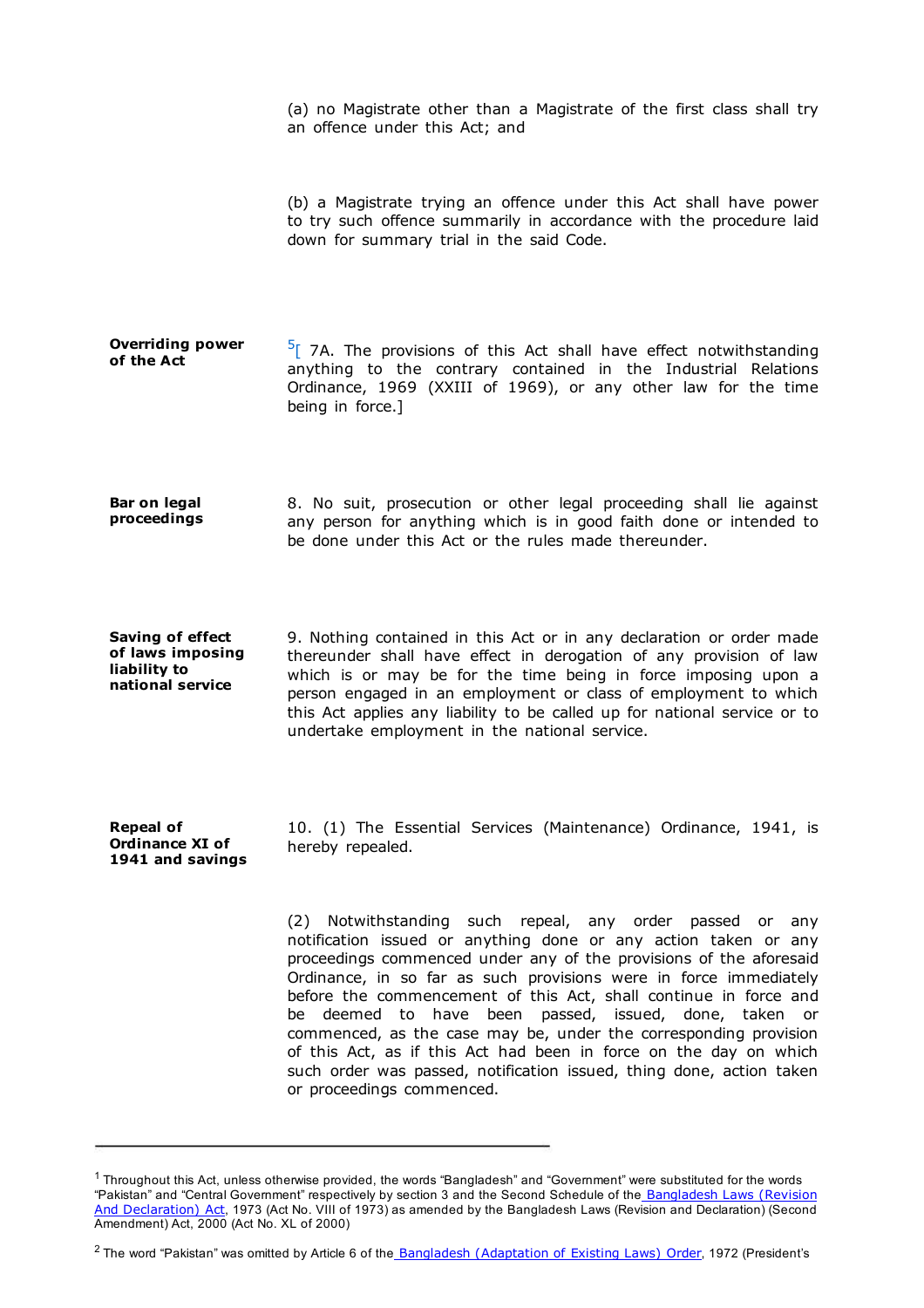(a) no Magistrate other than a Magistrate of the first class shall try an offence under this Act; and

(b) a Magistrate trying an offence under this Act shall have power to try such offence summarily in accordance with the procedure laid down for summary trial in the said Code.

**Overriding power of the Act**

[5][ 7A. The provisions of this Act shall have effect notwithstanding anything to the contrary contained in the Industrial Relations Ordinance, 1969 (XXIII of 1969), or any other law for the time being in force.]

**Bar on legal proceedings**

8. No suit, prosecution or other legal proceeding shall lie against any person for anything which is in good faith done or intended to be done under this Act or the rules made thereunder.

**Saving of effect of laws imposing liability to national service**

9. Nothing contained in this Act or in any declaration or order made thereunder shall have effect in derogation of any provision of law which is or may be for the time being in force imposing upon a person engaged in an employment or class of employment to which this Act applies any liability to be called up for national service or to undertake employment in the national service.

**Repeal of Ordinance XI of 1941 and savings**

10. (1) The Essential Services (Maintenance) Ordinance, 1941, is hereby repealed.

(2) Notwithstanding such repeal, any order passed or any notification issued or anything done or any action taken or any proceedings commenced under any of the provisions of the aforesaid Ordinance, in so far as such provisions were in force immediately before the commencement of this Act, shall continue in force and be deemed to have been passed, issued, done, taken or commenced, as the case may be, under the corresponding provision of this Act, as if this Act had been in force on the day on which such order was passed, notification issued, thing done, action taken or proceedings commenced.

---

[1] Throughout this Act, unless otherwise provided, the words "Bangladesh" and "Government" were substituted for the words "Pakistan" and "Central Government" respectively by section 3 and the Second Schedule of the Bangladesh Laws (Revision And Declaration) Act, 1973 (Act No. VIII of 1973) as amended by the Bangladesh Laws (Revision and Declaration) (Second Amendment) Act, 2000 (Act No. XL of 2000)

[2] The word "Pakistan" was omitted by Article 6 of the Bangladesh (Adaptation of Existing Laws) Order, 1972 (President's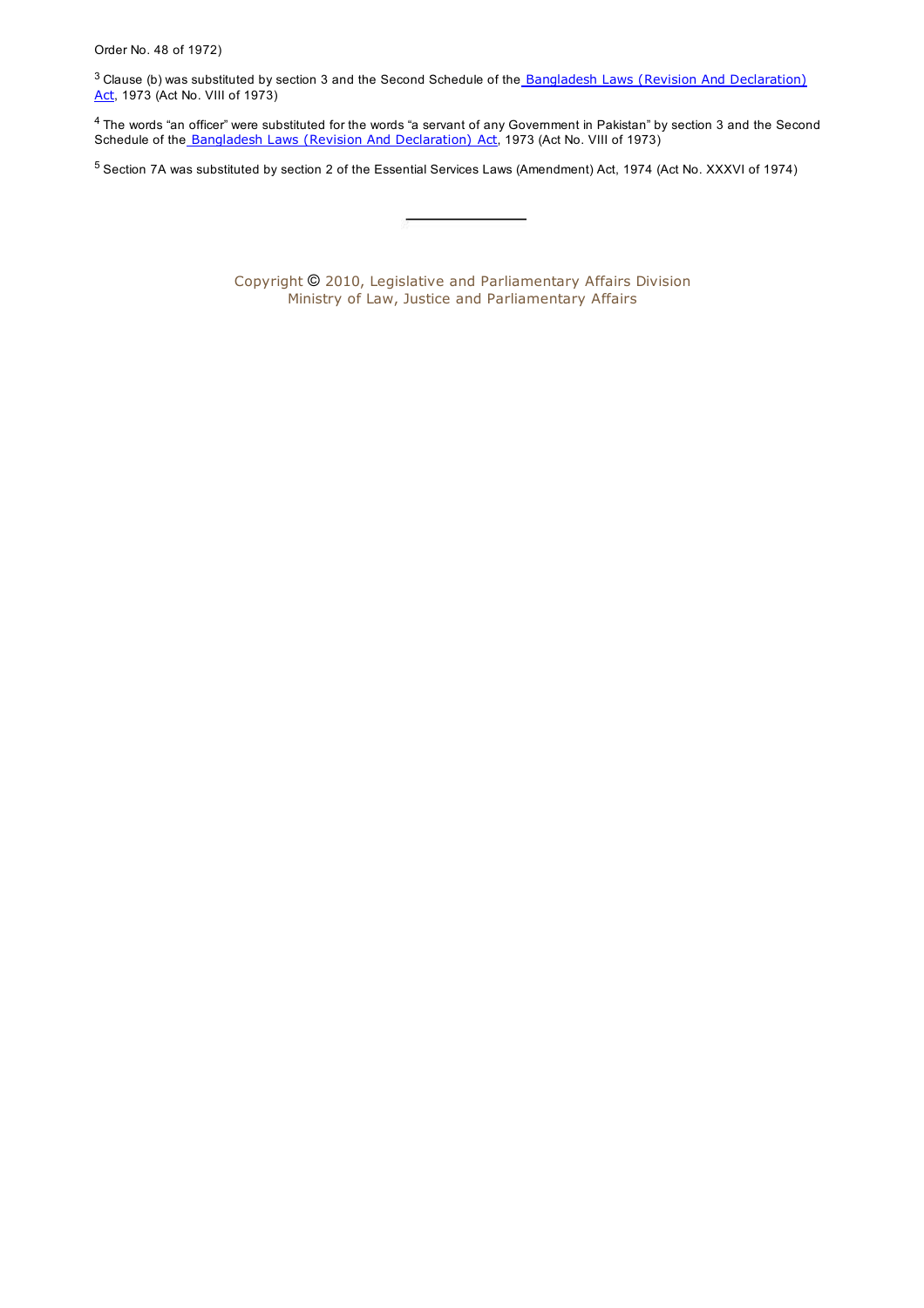Order No. 48 of 1972)

[3] Clause (b) was substituted by section 3 and the Second Schedule of the Bangladesh Laws (Revision And Declaration) Act, 1973 (Act No. VIII of 1973)

[4] The words "an officer" were substituted for the words "a servant of any Government in Pakistan" by section 3 and the Second Schedule of the Bangladesh Laws (Revision And Declaration) Act, 1973 (Act No. VIII of 1973)

[5] Section 7A was substituted by section 2 of the Essential Services Laws (Amendment) Act, 1974 (Act No. XXXVI of 1974)

---

Copyright © 2010, Legislative and Parliamentary Affairs Division
Ministry of Law, Justice and Parliamentary Affairs